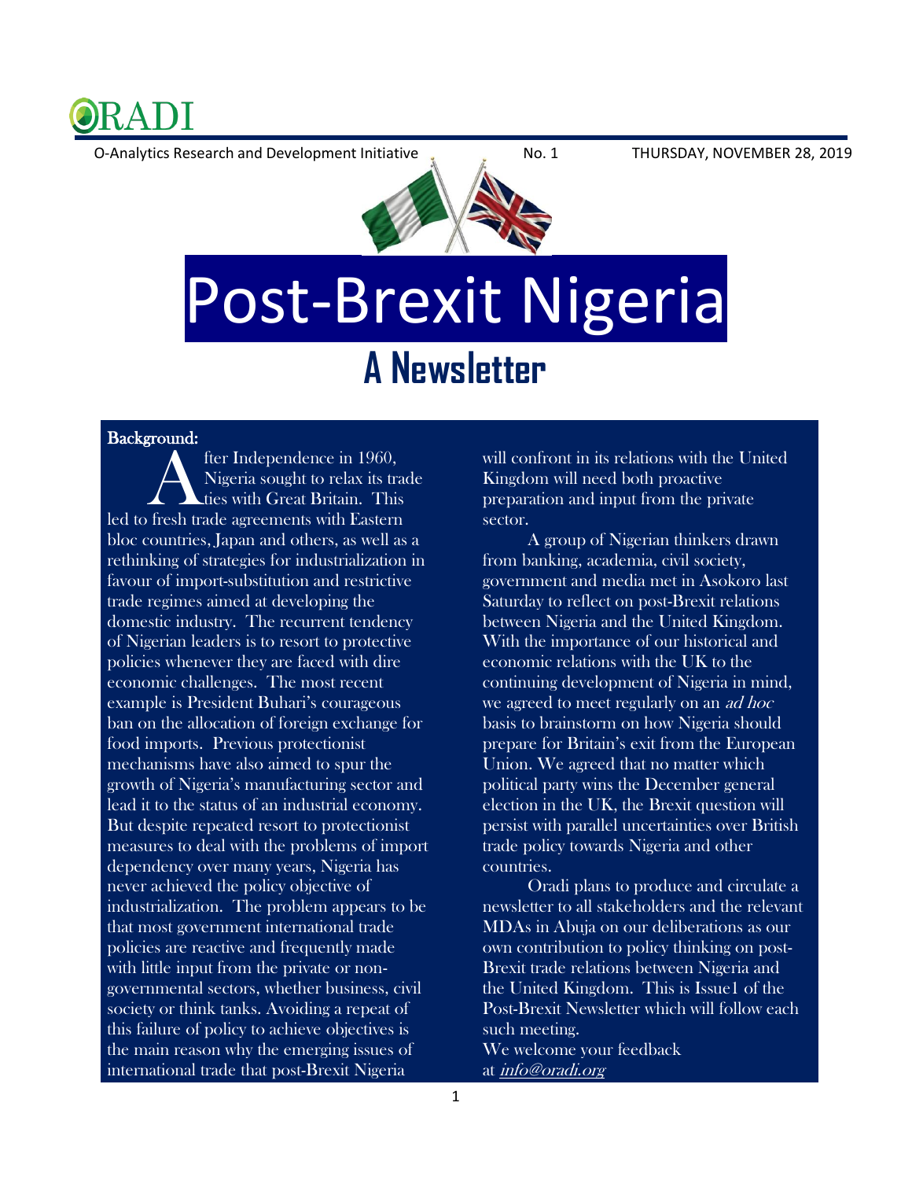ORADI

O-Analytics Research and Development Initiative No. 1 THURSDAY, NOVEMBER 28, 2019

# Post-Brexit Nigeria

## A Newsletter

### Background:

After Independence in 1960, Nigeria sought to relax its trade ties with Great Britain. This led to fresh trade agreements with Eastern bloc countries, Japan and others, as well as a rethinking of strategies for industrialization in favour of import-substitution and restrictive trade regimes aimed at developing the domestic industry. The recurrent tendency of Nigerian leaders is to resort to protective policies whenever they are faced with dire economic challenges. The most recent example is President Buhari's courageous ban on the allocation of foreign exchange for food imports. Previous protectionist mechanisms have also aimed to spur the growth of Nigeria's manufacturing sector and lead it to the status of an industrial economy. But despite repeated resort to protectionist measures to deal with the problems of import dependency over many years, Nigeria has never achieved the policy objective of industrialization. The problem appears to be that most government international trade policies are reactive and frequently made with little input from the private or non-governmental sectors, whether business, civil society or think tanks. Avoiding a repeat of this failure of policy to achieve objectives is the main reason why the emerging issues of international trade that post-Brexit Nigeria will confront in its relations with the United Kingdom will need both proactive preparation and input from the private sector.

A group of Nigerian thinkers drawn from banking, academia, civil society, government and media met in Asokoro last Saturday to reflect on post-Brexit relations between Nigeria and the United Kingdom. With the importance of our historical and economic relations with the UK to the continuing development of Nigeria in mind, we agreed to meet regularly on an *ad hoc* basis to brainstorm on how Nigeria should prepare for Britain's exit from the European Union. We agreed that no matter which political party wins the December general election in the UK, the Brexit question will persist with parallel uncertainties over British trade policy towards Nigeria and other countries.

Oradi plans to produce and circulate a newsletter to all stakeholders and the relevant MDAs in Abuja on our deliberations as our own contribution to policy thinking on post-Brexit trade relations between Nigeria and the United Kingdom. This is Issue1 of the Post-Brexit Newsletter which will follow each such meeting.

We welcome your feedback at *info@oradi.org*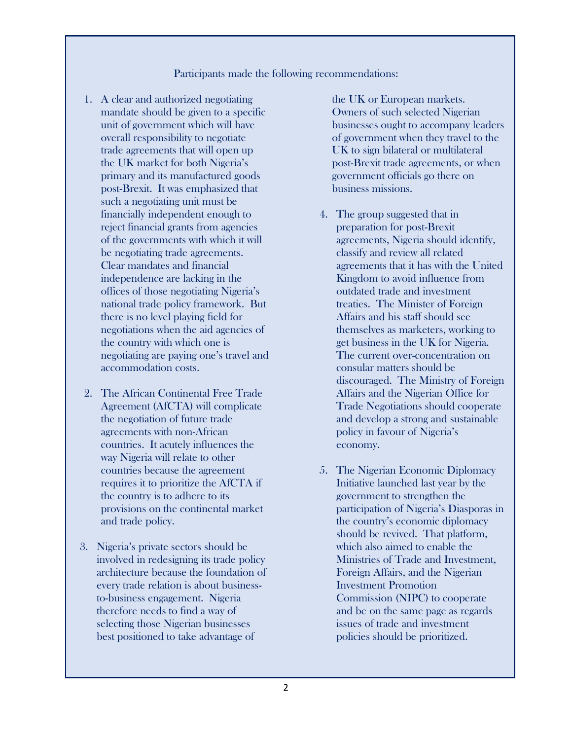Participants made the following recommendations:

1. A clear and authorized negotiating mandate should be given to a specific unit of government which will have overall responsibility to negotiate trade agreements that will open up the UK market for both Nigeria's primary and its manufactured goods post-Brexit. It was emphasized that such a negotiating unit must be financially independent enough to reject financial grants from agencies of the governments with which it will be negotiating trade agreements. Clear mandates and financial independence are lacking in the offices of those negotiating Nigeria's national trade policy framework. But there is no level playing field for negotiations when the aid agencies of the country with which one is negotiating are paying one's travel and accommodation costs.

2. The African Continental Free Trade Agreement (AfCTA) will complicate the negotiation of future trade agreements with non-African countries. It acutely influences the way Nigeria will relate to other countries because the agreement requires it to prioritize the AfCTA if the country is to adhere to its provisions on the continental market and trade policy.

3. Nigeria's private sectors should be involved in redesigning its trade policy architecture because the foundation of every trade relation is about business-to-business engagement. Nigeria therefore needs to find a way of selecting those Nigerian businesses best positioned to take advantage of the UK or European markets. Owners of such selected Nigerian businesses ought to accompany leaders of government when they travel to the UK to sign bilateral or multilateral post-Brexit trade agreements, or when government officials go there on business missions.

4. The group suggested that in preparation for post-Brexit agreements, Nigeria should identify, classify and review all related agreements that it has with the United Kingdom to avoid influence from outdated trade and investment treaties. The Minister of Foreign Affairs and his staff should see themselves as marketers, working to get business in the UK for Nigeria. The current over-concentration on consular matters should be discouraged. The Ministry of Foreign Affairs and the Nigerian Office for Trade Negotiations should cooperate and develop a strong and sustainable policy in favour of Nigeria's economy.

5. The Nigerian Economic Diplomacy Initiative launched last year by the government to strengthen the participation of Nigeria's Diasporas in the country's economic diplomacy should be revived. That platform, which also aimed to enable the Ministries of Trade and Investment, Foreign Affairs, and the Nigerian Investment Promotion Commission (NIPC) to cooperate and be on the same page as regards issues of trade and investment policies should be prioritized.